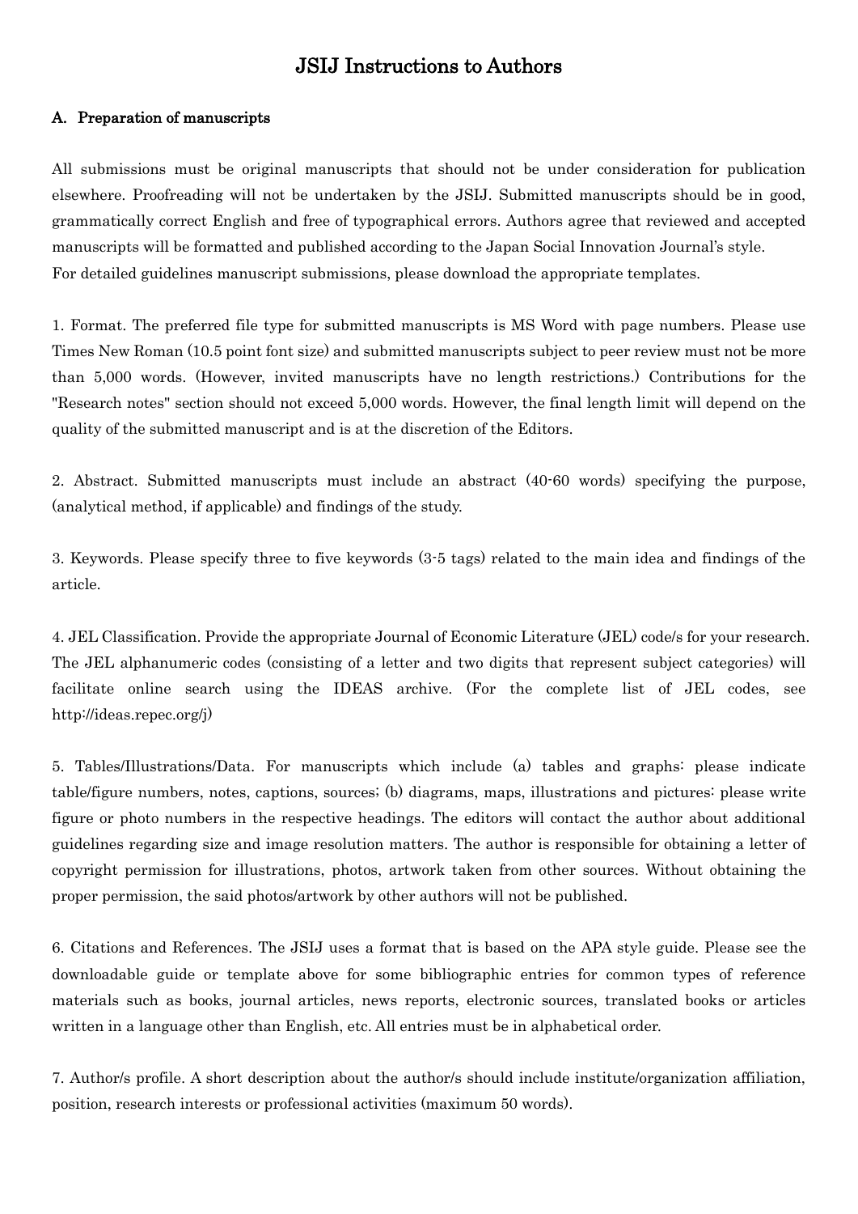# JSIJ Instructions to Authors

## A. Preparation of manuscripts

All submissions must be original manuscripts that should not be under consideration for publication elsewhere. Proofreading will not be undertaken by the JSIJ. Submitted manuscripts should be in good, grammatically correct English and free of typographical errors. Authors agree that reviewed and accepted manuscripts will be formatted and published according to the Japan Social Innovation Journal's style.
For detailed guidelines manuscript submissions, please download the appropriate templates.

1. Format. The preferred file type for submitted manuscripts is MS Word with page numbers. Please use Times New Roman (10.5 point font size) and submitted manuscripts subject to peer review must not be more than 5,000 words. (However, invited manuscripts have no length restrictions.) Contributions for the "Research notes" section should not exceed 5,000 words. However, the final length limit will depend on the quality of the submitted manuscript and is at the discretion of the Editors.

2. Abstract. Submitted manuscripts must include an abstract (40-60 words) specifying the purpose, (analytical method, if applicable) and findings of the study.

3. Keywords. Please specify three to five keywords (3-5 tags) related to the main idea and findings of the article.

4. JEL Classification. Provide the appropriate Journal of Economic Literature (JEL) code/s for your research. The JEL alphanumeric codes (consisting of a letter and two digits that represent subject categories) will facilitate online search using the IDEAS archive. (For the complete list of JEL codes, see http://ideas.repec.org/j)

5. Tables/Illustrations/Data. For manuscripts which include (a) tables and graphs: please indicate table/figure numbers, notes, captions, sources; (b) diagrams, maps, illustrations and pictures: please write figure or photo numbers in the respective headings. The editors will contact the author about additional guidelines regarding size and image resolution matters. The author is responsible for obtaining a letter of copyright permission for illustrations, photos, artwork taken from other sources. Without obtaining the proper permission, the said photos/artwork by other authors will not be published.

6. Citations and References. The JSIJ uses a format that is based on the APA style guide. Please see the downloadable guide or template above for some bibliographic entries for common types of reference materials such as books, journal articles, news reports, electronic sources, translated books or articles written in a language other than English, etc. All entries must be in alphabetical order.

7. Author/s profile. A short description about the author/s should include institute/organization affiliation, position, research interests or professional activities (maximum 50 words).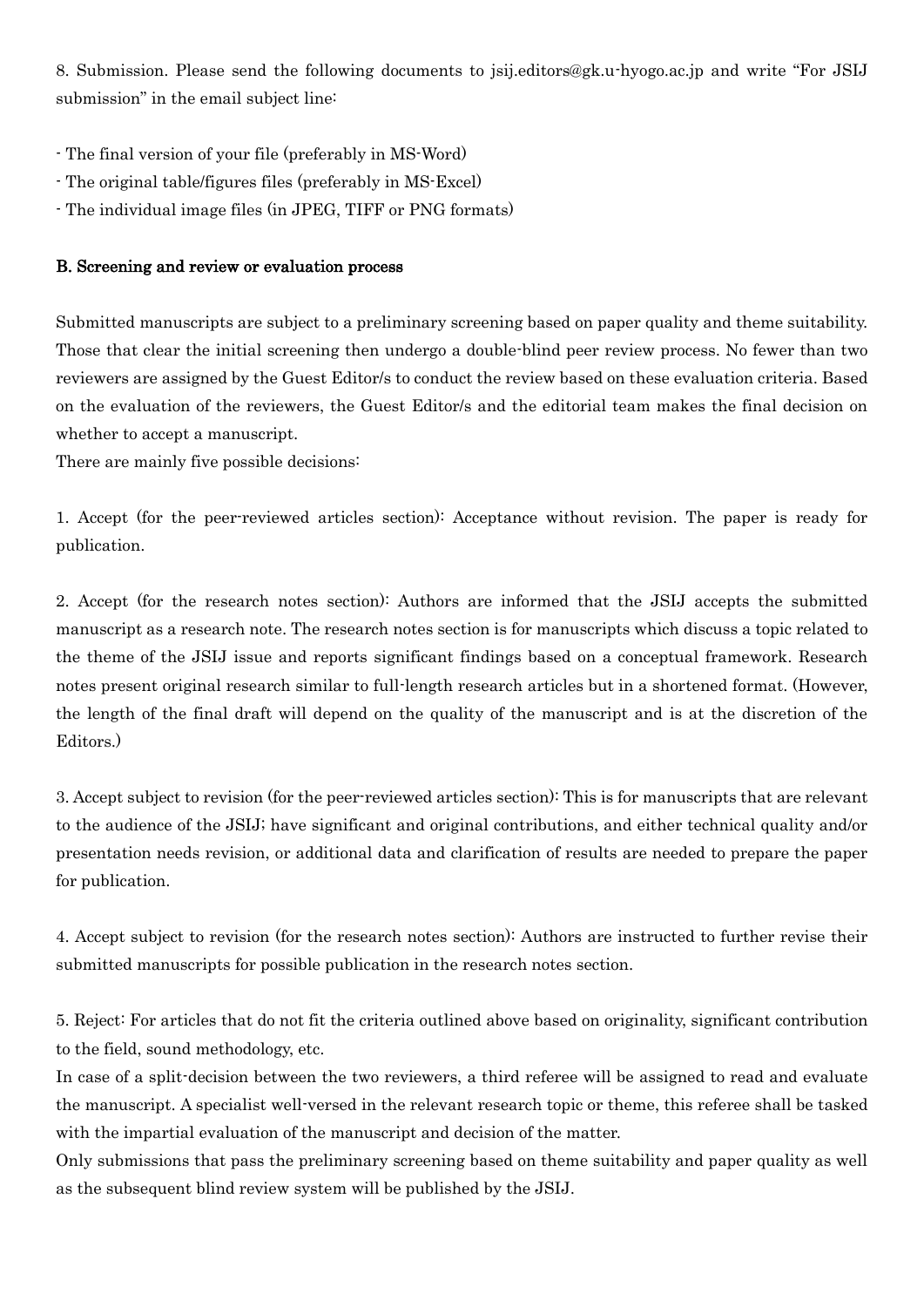8. Submission. Please send the following documents to jsij.editors@gk.u-hyogo.ac.jp and write "For JSIJ submission" in the email subject line:

- The final version of your file (preferably in MS-Word)
- The original table/figures files (preferably in MS-Excel)
- The individual image files (in JPEG, TIFF or PNG formats)

**B. Screening and review or evaluation process**

Submitted manuscripts are subject to a preliminary screening based on paper quality and theme suitability. Those that clear the initial screening then undergo a double-blind peer review process. No fewer than two reviewers are assigned by the Guest Editor/s to conduct the review based on these evaluation criteria. Based on the evaluation of the reviewers, the Guest Editor/s and the editorial team makes the final decision on whether to accept a manuscript.

There are mainly five possible decisions:

1. Accept (for the peer-reviewed articles section): Acceptance without revision. The paper is ready for publication.

2. Accept (for the research notes section): Authors are informed that the JSIJ accepts the submitted manuscript as a research note. The research notes section is for manuscripts which discuss a topic related to the theme of the JSIJ issue and reports significant findings based on a conceptual framework. Research notes present original research similar to full-length research articles but in a shortened format. (However, the length of the final draft will depend on the quality of the manuscript and is at the discretion of the Editors.)

3. Accept subject to revision (for the peer-reviewed articles section): This is for manuscripts that are relevant to the audience of the JSIJ; have significant and original contributions, and either technical quality and/or presentation needs revision, or additional data and clarification of results are needed to prepare the paper for publication.

4. Accept subject to revision (for the research notes section): Authors are instructed to further revise their submitted manuscripts for possible publication in the research notes section.

5. Reject: For articles that do not fit the criteria outlined above based on originality, significant contribution to the field, sound methodology, etc.

In case of a split-decision between the two reviewers, a third referee will be assigned to read and evaluate the manuscript. A specialist well-versed in the relevant research topic or theme, this referee shall be tasked with the impartial evaluation of the manuscript and decision of the matter.

Only submissions that pass the preliminary screening based on theme suitability and paper quality as well as the subsequent blind review system will be published by the JSIJ.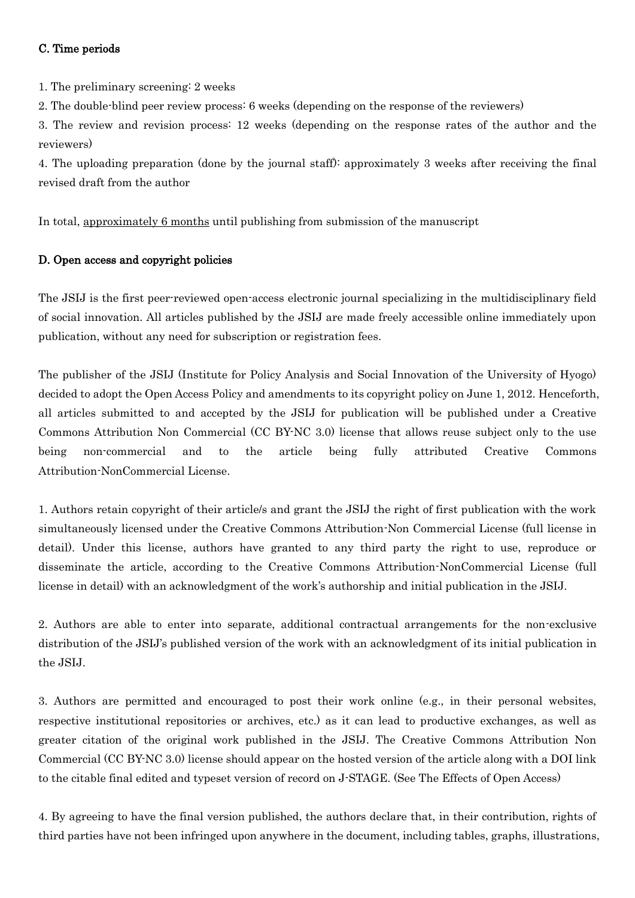### C. Time periods

1. The preliminary screening: 2 weeks
2. The double-blind peer review process: 6 weeks (depending on the response of the reviewers)
3. The review and revision process: 12 weeks (depending on the response rates of the author and the reviewers)
4. The uploading preparation (done by the journal staff): approximately 3 weeks after receiving the final revised draft from the author

In total, approximately 6 months until publishing from submission of the manuscript

### D. Open access and copyright policies

The JSIJ is the first peer-reviewed open-access electronic journal specializing in the multidisciplinary field of social innovation. All articles published by the JSIJ are made freely accessible online immediately upon publication, without any need for subscription or registration fees.

The publisher of the JSIJ (Institute for Policy Analysis and Social Innovation of the University of Hyogo) decided to adopt the Open Access Policy and amendments to its copyright policy on June 1, 2012. Henceforth, all articles submitted to and accepted by the JSIJ for publication will be published under a Creative Commons Attribution Non Commercial (CC BY-NC 3.0) license that allows reuse subject only to the use being non-commercial and to the article being fully attributed Creative Commons Attribution-NonCommercial License.

1. Authors retain copyright of their article/s and grant the JSIJ the right of first publication with the work simultaneously licensed under the Creative Commons Attribution-Non Commercial License (full license in detail). Under this license, authors have granted to any third party the right to use, reproduce or disseminate the article, according to the Creative Commons Attribution-NonCommercial License (full license in detail) with an acknowledgment of the work's authorship and initial publication in the JSIJ.

2. Authors are able to enter into separate, additional contractual arrangements for the non-exclusive distribution of the JSIJ's published version of the work with an acknowledgment of its initial publication in the JSIJ.

3. Authors are permitted and encouraged to post their work online (e.g., in their personal websites, respective institutional repositories or archives, etc.) as it can lead to productive exchanges, as well as greater citation of the original work published in the JSIJ. The Creative Commons Attribution Non Commercial (CC BY-NC 3.0) license should appear on the hosted version of the article along with a DOI link to the citable final edited and typeset version of record on J-STAGE. (See The Effects of Open Access)

4. By agreeing to have the final version published, the authors declare that, in their contribution, rights of third parties have not been infringed upon anywhere in the document, including tables, graphs, illustrations,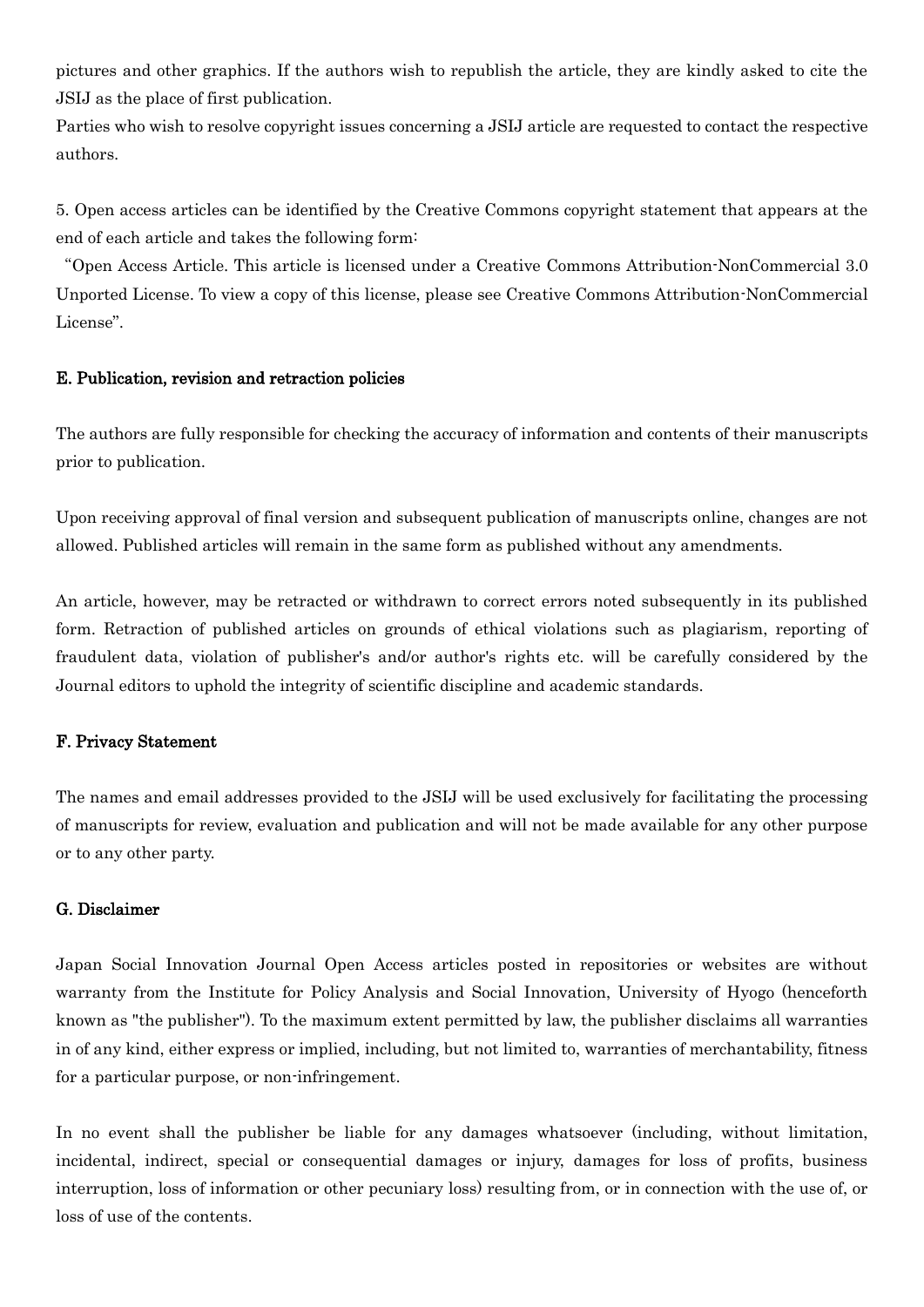pictures and other graphics. If the authors wish to republish the article, they are kindly asked to cite the JSIJ as the place of first publication.

Parties who wish to resolve copyright issues concerning a JSIJ article are requested to contact the respective authors.

5. Open access articles can be identified by the Creative Commons copyright statement that appears at the end of each article and takes the following form:

"Open Access Article. This article is licensed under a Creative Commons Attribution-NonCommercial 3.0 Unported License. To view a copy of this license, please see Creative Commons Attribution-NonCommercial License".

## E. Publication, revision and retraction policies

The authors are fully responsible for checking the accuracy of information and contents of their manuscripts prior to publication.

Upon receiving approval of final version and subsequent publication of manuscripts online, changes are not allowed. Published articles will remain in the same form as published without any amendments.

An article, however, may be retracted or withdrawn to correct errors noted subsequently in its published form. Retraction of published articles on grounds of ethical violations such as plagiarism, reporting of fraudulent data, violation of publisher's and/or author's rights etc. will be carefully considered by the Journal editors to uphold the integrity of scientific discipline and academic standards.

## F. Privacy Statement

The names and email addresses provided to the JSIJ will be used exclusively for facilitating the processing of manuscripts for review, evaluation and publication and will not be made available for any other purpose or to any other party.

## G. Disclaimer

Japan Social Innovation Journal Open Access articles posted in repositories or websites are without warranty from the Institute for Policy Analysis and Social Innovation, University of Hyogo (henceforth known as "the publisher"). To the maximum extent permitted by law, the publisher disclaims all warranties in of any kind, either express or implied, including, but not limited to, warranties of merchantability, fitness for a particular purpose, or non-infringement.

In no event shall the publisher be liable for any damages whatsoever (including, without limitation, incidental, indirect, special or consequential damages or injury, damages for loss of profits, business interruption, loss of information or other pecuniary loss) resulting from, or in connection with the use of, or loss of use of the contents.